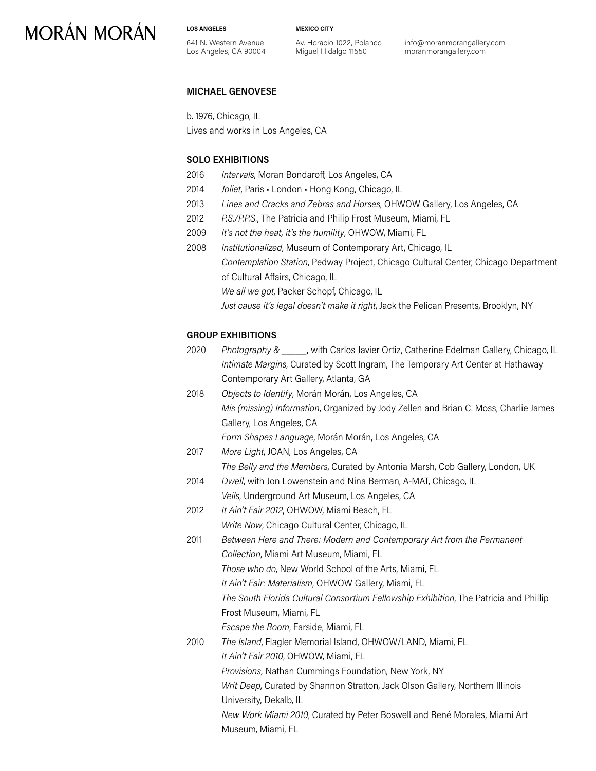MORÁN MORÁN

**LOS ANGELES**
641 N. Western Avenue
Los Angeles, CA 90004

**MEXICO CITY**
Av. Horacio 1022, Polanco
Miguel Hidalgo 11550

info@moranmorangallery.com
moranmorangallery.com

## MICHAEL GENOVESE

b. 1976, Chicago, IL
Lives and works in Los Angeles, CA

### SOLO EXHIBITIONS

2016 *Intervals*, Moran Bondaroff, Los Angeles, CA
2014 *Joliet*, Paris • London • Hong Kong, Chicago, IL
2013 *Lines and Cracks and Zebras and Horses*, OHWOW Gallery, Los Angeles, CA
2012 *P.S./P.P.S.*, The Patricia and Philip Frost Museum, Miami, FL
2009 *It's not the heat, it's the humility*, OHWOW, Miami, FL
2008 *Institutionalized*, Museum of Contemporary Art, Chicago, IL
*Contemplation Station*, Pedway Project, Chicago Cultural Center, Chicago Department of Cultural Affairs, Chicago, IL
*We all we got*, Packer Schopf, Chicago, IL
*Just cause it's legal doesn't make it right*, Jack the Pelican Presents, Brooklyn, NY

### GROUP EXHIBITIONS

2020 *Photography & _____*, with Carlos Javier Ortiz, Catherine Edelman Gallery, Chicago, IL
*Intimate Margins*, Curated by Scott Ingram, The Temporary Art Center at Hathaway Contemporary Art Gallery, Atlanta, GA
2018 *Objects to Identify*, Morán Morán, Los Angeles, CA
*Mis (missing) Information*, Organized by Jody Zellen and Brian C. Moss, Charlie James Gallery, Los Angeles, CA
*Form Shapes Language*, Morán Morán, Los Angeles, CA
2017 *More Light*, JOAN, Los Angeles, CA
*The Belly and the Members*, Curated by Antonia Marsh, Cob Gallery, London, UK
2014 *Dwell*, with Jon Lowenstein and Nina Berman, A-MAT, Chicago, IL
*Veils*, Underground Art Museum, Los Angeles, CA
2012 *It Ain't Fair 2012*, OHWOW, Miami Beach, FL
*Write Now*, Chicago Cultural Center, Chicago, IL
2011 *Between Here and There: Modern and Contemporary Art from the Permanent Collection*, Miami Art Museum, Miami, FL
*Those who do*, New World School of the Arts, Miami, FL
*It Ain't Fair: Materialism*, OHWOW Gallery, Miami, FL
*The South Florida Cultural Consortium Fellowship Exhibition*, The Patricia and Phillip Frost Museum, Miami, FL
*Escape the Room*, Farside, Miami, FL
2010 *The Island*, Flagler Memorial Island, OHWOW/LAND, Miami, FL
*It Ain't Fair 2010*, OHWOW, Miami, FL
*Provisions,* Nathan Cummings Foundation, New York, NY
*Writ Deep*, Curated by Shannon Stratton, Jack Olson Gallery, Northern Illinois University, Dekalb, IL
*New Work Miami 2010*, Curated by Peter Boswell and René Morales, Miami Art Museum, Miami, FL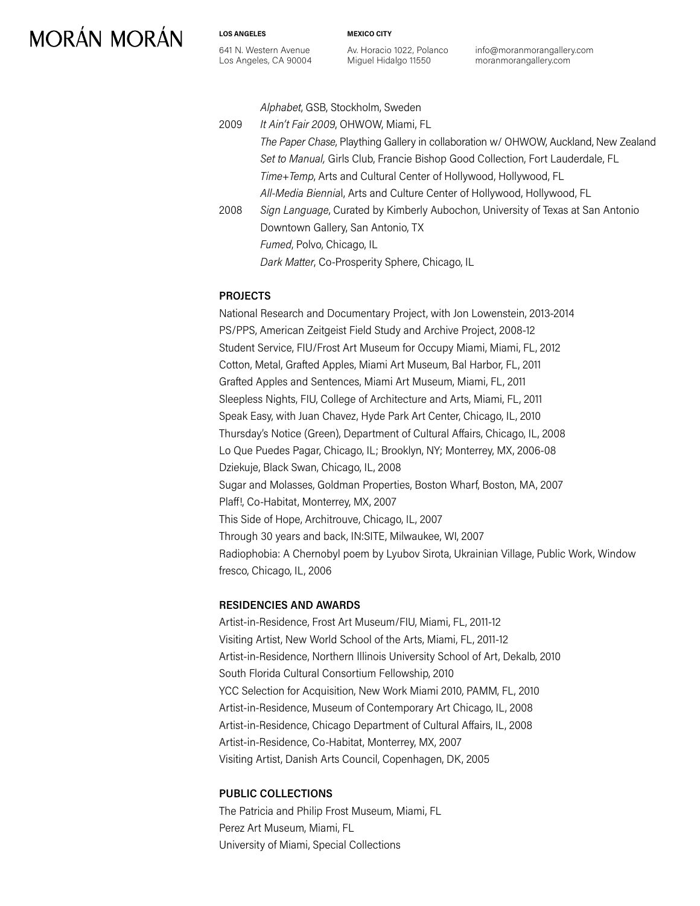*Alphabet*, GSB, Stockholm, Sweden

2009 *It Ain't Fair 2009*, OHWOW, Miami, FL
*The Paper Chase*, Plaything Gallery in collaboration w/ OHWOW, Auckland, New Zealand
*Set to Manual,* Girls Club, Francie Bishop Good Collection, Fort Lauderdale, FL
*Time+Temp*, Arts and Cultural Center of Hollywood, Hollywood, FL
*All-Media Biennia*l, Arts and Culture Center of Hollywood, Hollywood, FL

2008 *Sign Language*, Curated by Kimberly Aubochon, University of Texas at San Antonio Downtown Gallery, San Antonio, TX
*Fumed*, Polvo, Chicago, IL
*Dark Matter*, Co-Prosperity Sphere, Chicago, IL

**PROJECTS**

National Research and Documentary Project, with Jon Lowenstein, 2013-2014
PS/PPS, American Zeitgeist Field Study and Archive Project, 2008-12
Student Service, FIU/Frost Art Museum for Occupy Miami, Miami, FL, 2012
Cotton, Metal, Grafted Apples, Miami Art Museum, Bal Harbor, FL, 2011
Grafted Apples and Sentences, Miami Art Museum, Miami, FL, 2011
Sleepless Nights, FIU, College of Architecture and Arts, Miami, FL, 2011
Speak Easy, with Juan Chavez, Hyde Park Art Center, Chicago, IL, 2010
Thursday's Notice (Green), Department of Cultural Affairs, Chicago, IL, 2008
Lo Que Puedes Pagar, Chicago, IL; Brooklyn, NY; Monterrey, MX, 2006-08
Dziekuje, Black Swan, Chicago, IL, 2008
Sugar and Molasses, Goldman Properties, Boston Wharf, Boston, MA, 2007
Plaff!, Co-Habitat, Monterrey, MX, 2007
This Side of Hope, Architrouve, Chicago, IL, 2007
Through 30 years and back, IN:SITE, Milwaukee, WI, 2007
Radiophobia: A Chernobyl poem by Lyubov Sirota, Ukrainian Village, Public Work, Window fresco, Chicago, IL, 2006

**RESIDENCIES AND AWARDS**

Artist-in-Residence, Frost Art Museum/FIU, Miami, FL, 2011-12
Visiting Artist, New World School of the Arts, Miami, FL, 2011-12
Artist-in-Residence, Northern Illinois University School of Art, Dekalb, 2010
South Florida Cultural Consortium Fellowship, 2010
YCC Selection for Acquisition, New Work Miami 2010, PAMM, FL, 2010
Artist-in-Residence, Museum of Contemporary Art Chicago, IL, 2008
Artist-in-Residence, Chicago Department of Cultural Affairs, IL, 2008
Artist-in-Residence, Co-Habitat, Monterrey, MX, 2007
Visiting Artist, Danish Arts Council, Copenhagen, DK, 2005

**PUBLIC COLLECTIONS**

The Patricia and Philip Frost Museum, Miami, FL
Perez Art Museum, Miami, FL
University of Miami, Special Collections